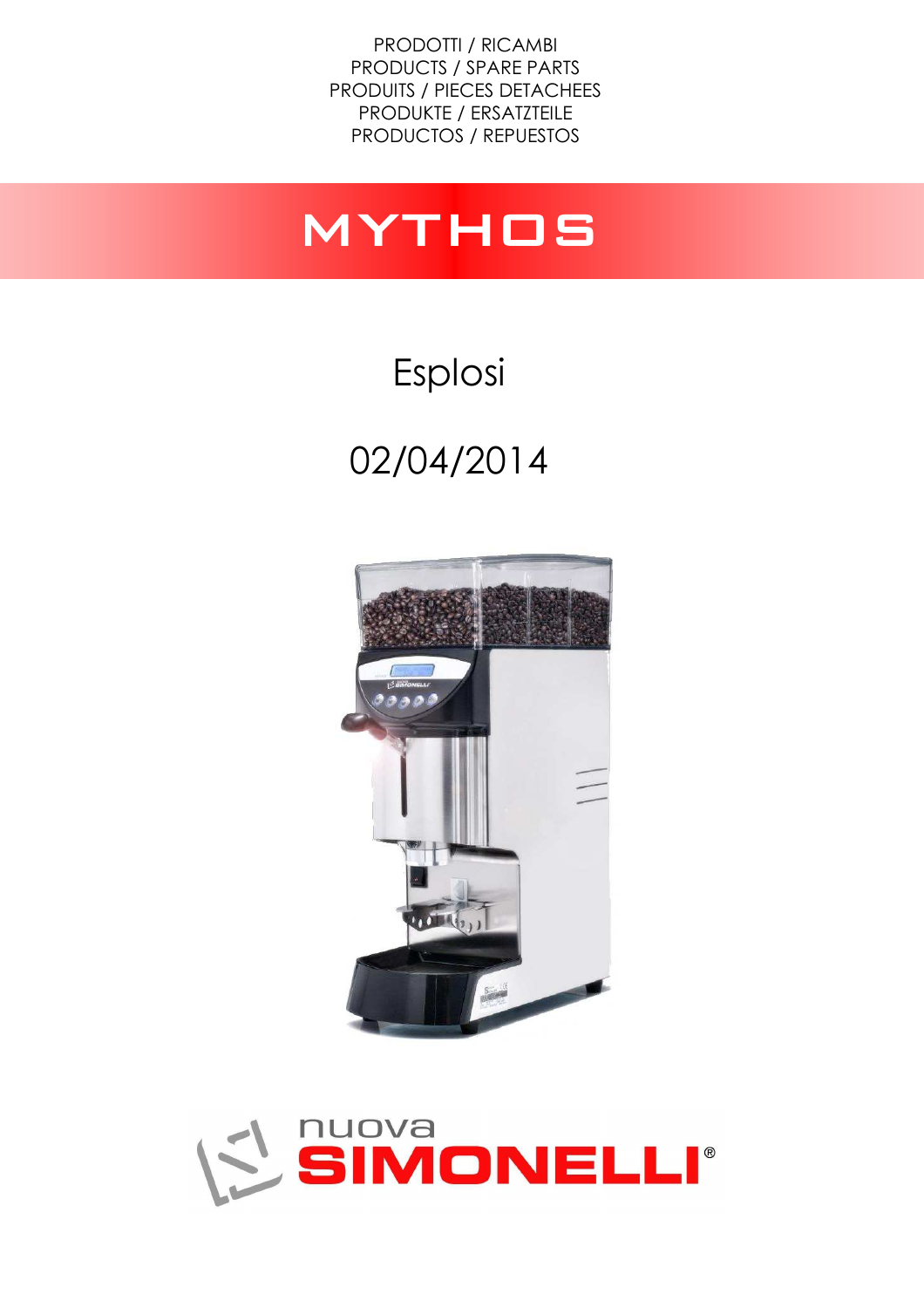PRODOTTI / RICAMBI
PRODUCTS / SPARE PARTS
PRODUITS / PIECES DETACHEES
PRODUKTE / ERSATZTEILE
PRODUCTOS / REPUESTOS

# MYTHOS

## Esplosi

## 02/04/2014

nuova **SIMONELLI**®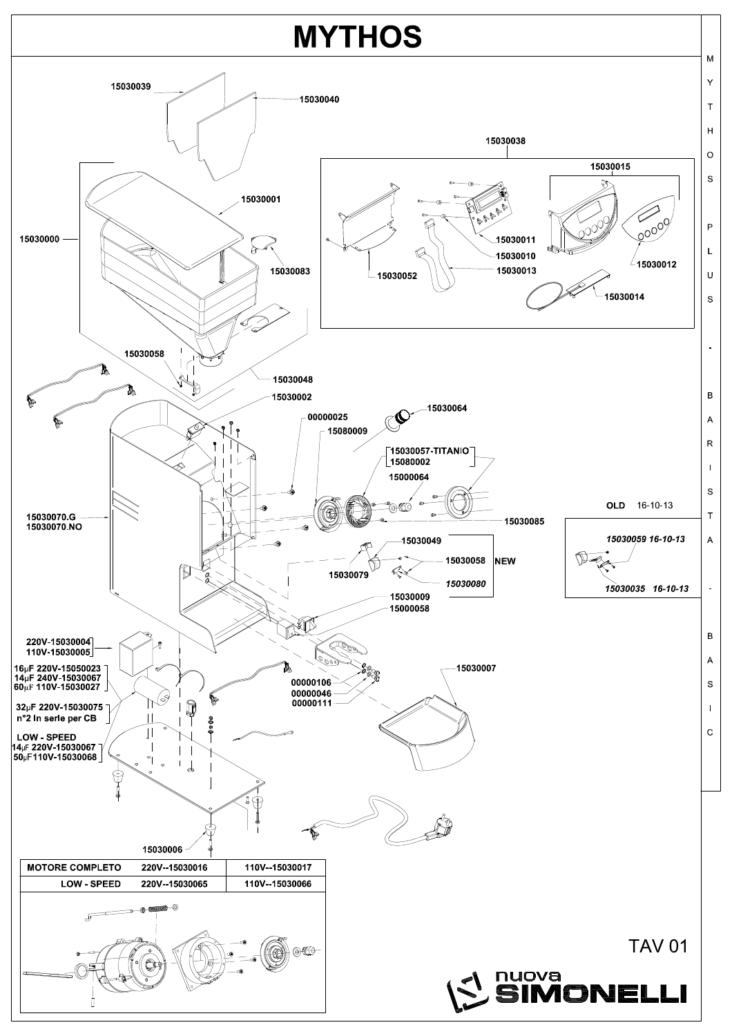# MYTHOS

15030039

15030040

15030038

15030015

15030000

15030001

15030083

15030052

15030011

15030010

15030013

15030012

15030014

15030058

15030048

15030002

00000025

15030064

15080009

15030057-TITANIO
15080002

15000064

15030085

15030070.G
15030070.NO

15030049

15030058

15030079

15030080

NEW

OLD 16-10-13

*15030059 16-10-13*

*15030035 16-10-13*

15030009
15000058

220V-15030004
110V-15030005

16μF 220V-15050023
14μF 240V-15030067
60μF 110V-15030027

32μF 220V-15030075
n°2 In serie per CB

LOW - SPEED
14μF 220V-15030067
50μF110V-15030068

00000106
00000046
00000111

15030007

15030006

| MOTORE COMPLETO | 220V--15030016 | 110V--15030017 |
|---|---|---|
| LOW - SPEED | 220V--15030065 | 110V--15030066 |

TAV 01

nuova SIMONELLI

MYTHOS PLUS - BARISTA - BASIC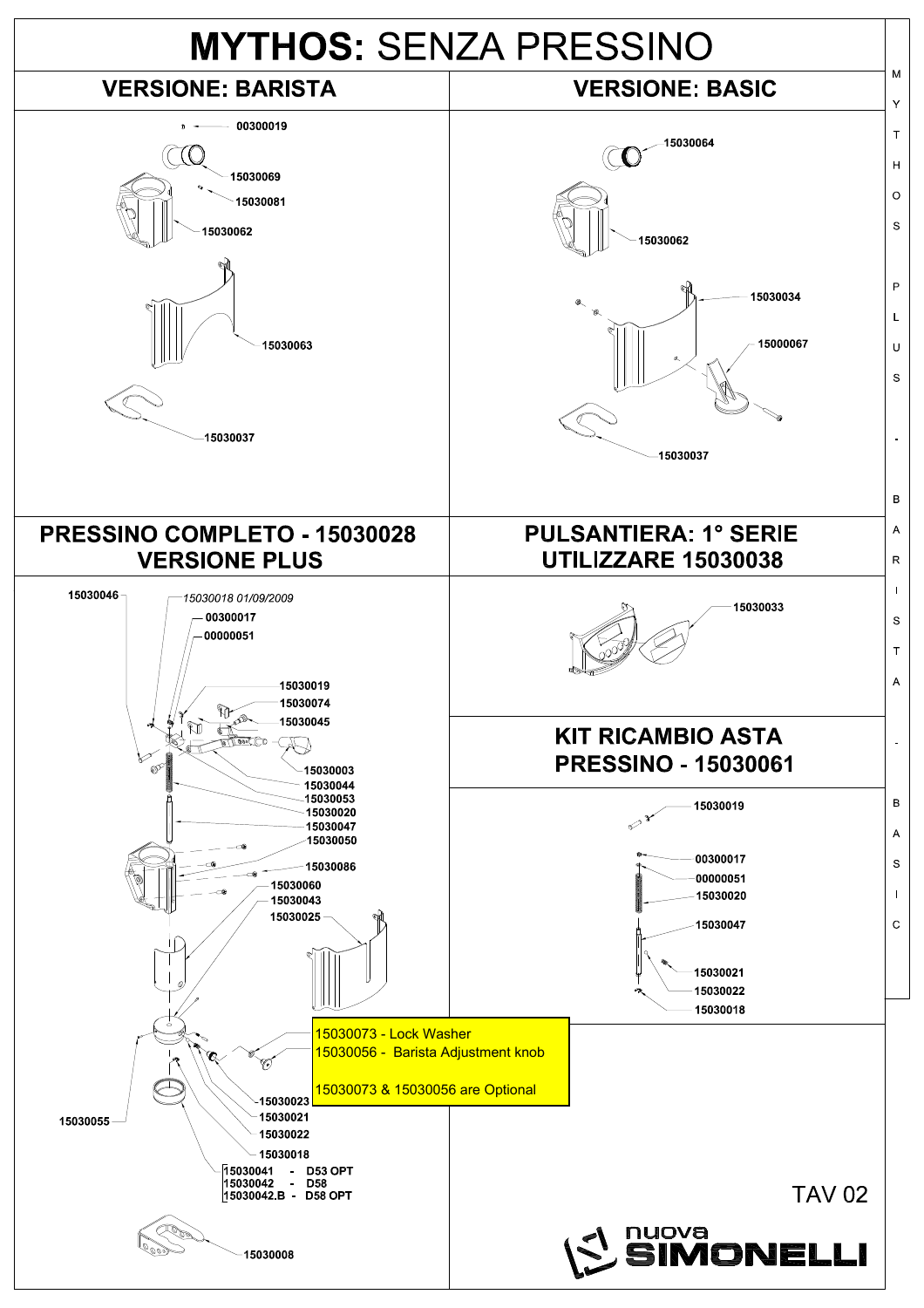# MYTHOS: SENZA PRESSINO

## VERSIONE: BARISTA

- 00300019
- 15030069
- 15030081
- 15030062
- 15030063
- 15030037

## VERSIONE: BASIC

- 15030064
- 15030062
- 15030034
- 15000067
- 15030037

## PRESSINO COMPLETO - 15030028 VERSIONE PLUS

- 15030046
- *15030018 01/09/2009*
- 00300017
- 00000051
- 15030019
- 15030074
- 15030045
- 15030003
- 15030044
- 15030053
- 15030020
- 15030047
- 15030050
- 15030086
- 15030060
- 15030043
- 15030025
- 15030023
- 15030021
- 15030022
- 15030018
- 15030055
- 15030041 - D53 OPT
- 15030042 - D58
- 15030042.B - D58 OPT
- 15030008

15030073 - Lock Washer
15030056 - Barista Adjustment knob

15030073 & 15030056 are Optional

## PULSANTIERA: 1° SERIE UTILIZZARE 15030038

- 15030033

## KIT RICAMBIO ASTA PRESSINO - 15030061

- 15030019
- 00300017
- 00000051
- 15030020
- 15030047
- 15030021
- 15030022
- 15030018

TAV 02

nuova SIMONELLI

MYTHOS PLUS - BARISTA - BASIC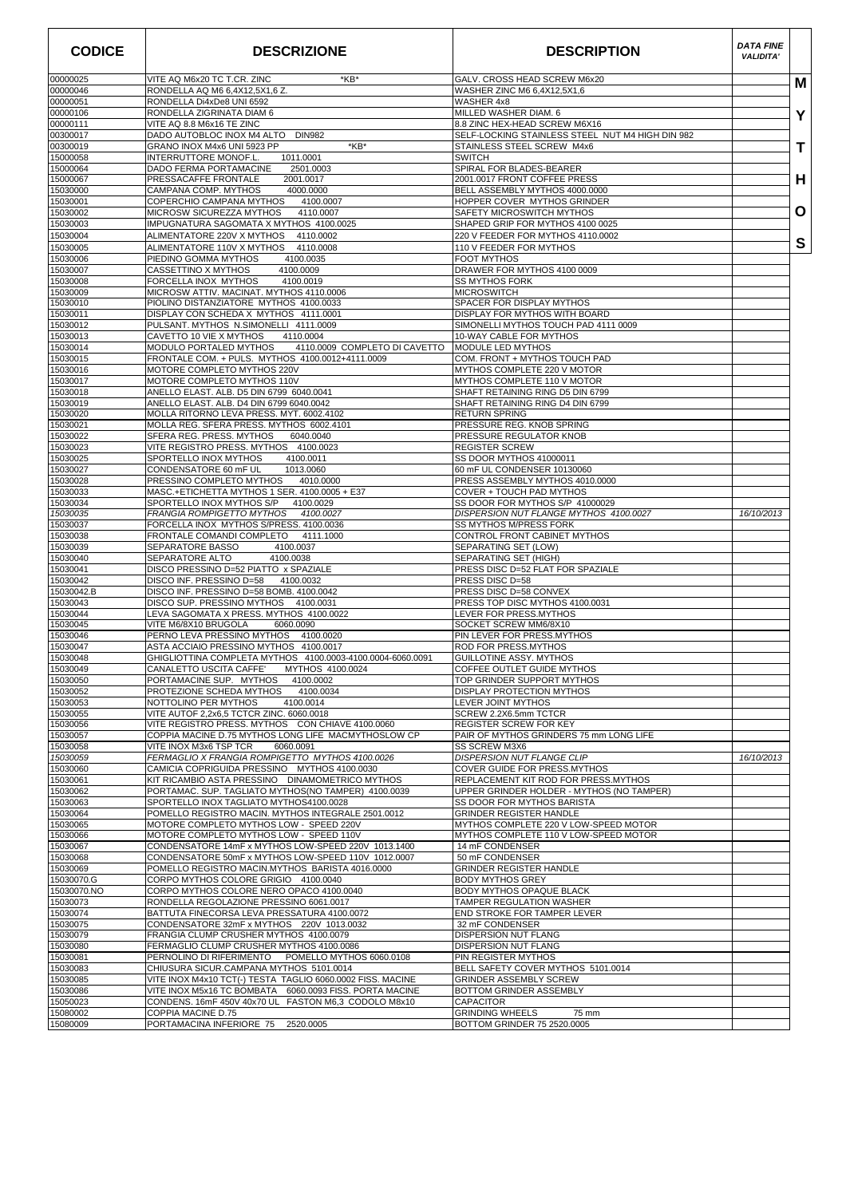| CODICE | DESCRIZIONE | DESCRIPTION | DATA FINE VALIDITA' |
|---|---|---|---|
| 00000025 | VITE AQ M6x20 TC T.CR. ZINC *KB* | GALV. CROSS HEAD SCREW M6x20 | |
| 00000046 | RONDELLA AQ M6 6,4X12,5X1,6 Z. | WASHER ZINC M6 6,4X12,5X1,6 | |
| 00000051 | RONDELLA Di4xDe8 UNI 6592 | WASHER 4x8 | |
| 00000106 | RONDELLA ZIGRINATA DIAM 6 | MILLED WASHER DIAM. 6 | |
| 00000111 | VITE AQ 8.8 M6x16 TE ZINC | 8.8 ZINC HEX-HEAD SCREW M6X16 | |
| 00300017 | DADO AUTOBLOC INOX M4 ALTO DIN982 | SELF-LOCKING STAINLESS STEEL NUT M4 HIGH DIN 982 | |
| 00300019 | GRANO INOX M4x6 UNI 5923 PP *KB* | STAINLESS STEEL SCREW M4x6 | |
| 15000058 | INTERRUTTORE MONOF.L. 1011.0001 | SWITCH | |
| 15000064 | DADO FERMA PORTAMACINE 2501.0003 | SPIRAL FOR BLADES-BEARER | |
| 15000067 | PRESSACAFFE FRONTALE 2001.0017 | 2001.0017 FRONT COFFEE PRESS | |
| 15030000 | CAMPANA COMP. MYTHOS 4000.0000 | BELL ASSEMBLY MYTHOS 4000.0000 | |
| 15030001 | COPERCHIO CAMPANA MYTHOS 4100.0007 | HOPPER COVER MYTHOS GRINDER | |
| 15030002 | MICROSW SICUREZZA MYTHOS 4110.0007 | SAFETY MICROSWITCH MYTHOS | |
| 15030003 | IMPUGNATURA SAGOMATA X MYTHOS 4100.0025 | SHAPED GRIP FOR MYTHOS 4100 0025 | |
| 15030004 | ALIMENTATORE 220V X MYTHOS 4110.0002 | 220 V FEEDER FOR MYTHOS 4110.0002 | |
| 15030005 | ALIMENTATORE 110V X MYTHOS 4110.0008 | 110 V FEEDER FOR MYTHOS | |
| 15030006 | PIEDINO GOMMA MYTHOS 4100.0035 | FOOT MYTHOS | |
| 15030007 | CASSETTINO X MYTHOS 4100.0009 | DRAWER FOR MYTHOS 4100 0009 | |
| 15030008 | FORCELLA INOX MYTHOS 4100.0019 | SS MYTHOS FORK | |
| 15030009 | MICROSW ATTIV. MACINAT. MYTHOS 4110.0006 | MICROSWITCH | |
| 15030010 | PIOLINO DISTANZIATORE MYTHOS 4100.0033 | SPACER FOR DISPLAY MYTHOS | |
| 15030011 | DISPLAY CON SCHEDA X MYTHOS 4111.0001 | DISPLAY FOR MYTHOS WITH BOARD | |
| 15030012 | PULSANT. MYTHOS N.SIMONELLI 4111.0009 | SIMONELLI MYTHOS TOUCH PAD 4111 0009 | |
| 15030013 | CAVETTO 10 VIE X MYTHOS 4110.0004 | 10-WAY CABLE FOR MYTHOS | |
| 15030014 | MODULO PORTALED MYTHOS 4110.0009 COMPLETO DI CAVETTO | MODULE LED MYTHOS | |
| 15030015 | FRONTALE COM. + PULS. MYTHOS 4100.0012+4111.0009 | COM. FRONT + MYTHOS TOUCH PAD | |
| 15030016 | MOTORE COMPLETO MYTHOS 220V | MYTHOS COMPLETE 220 V MOTOR | |
| 15030017 | MOTORE COMPLETO MYTHOS 110V | MYTHOS COMPLETE 110 V MOTOR | |
| 15030018 | ANELLO ELAST. ALB. D5 DIN 6799 6040.0041 | SHAFT RETAINING RING D5 DIN 6799 | |
| 15030019 | ANELLO ELAST. ALB. D4 DIN 6799 6040.0042 | SHAFT RETAINING RING D4 DIN 6799 | |
| 15030020 | MOLLA RITORNO LEVA PRESS. MYT. 6002.4102 | RETURN SPRING | |
| 15030021 | MOLLA REG. SFERA PRESS. MYTHOS 6002.4101 | PRESSURE REG. KNOB SPRING | |
| 15030022 | SFERA REG. PRESS. MYTHOS 6040.0040 | PRESSURE REGULATOR KNOB | |
| 15030023 | VITE REGISTRO PRESS. MYTHOS 4100.0023 | REGISTER SCREW | |
| 15030025 | SPORTELLO INOX MYTHOS 4100.0011 | SS DOOR MYTHOS 41000011 | |
| 15030027 | CONDENSATORE 60 mF UL 1013.0060 | 60 mF UL CONDENSER 10130060 | |
| 15030028 | PRESSINO COMPLETO MYTHOS 4010.0000 | PRESS ASSEMBLY MYTHOS 4010.0000 | |
| 15030033 | MASC.+ETICHETTA MYTHOS 1 SER. 4100.0005 + E37 | COVER + TOUCH PAD MYTHOS | |
| 15030034 | SPORTELLO INOX MYTHOS S/P 4100.0029 | SS DOOR FOR MYTHOS S/P 41000029 | |
| *15030035* | *FRANGIA ROMPIGETTO MYTHOS 4100.0027* | *DISPERSION NUT FLANGE MYTHOS 4100.0027* | *16/10/2013* |
| 15030037 | FORCELLA INOX MYTHOS S/PRESS. 4100.0036 | SS MYTHOS M/PRESS FORK | |
| 15030038 | FRONTALE COMANDI COMPLETO 4111.1000 | CONTROL FRONT CABINET MYTHOS | |
| 15030039 | SEPARATORE BASSO 4100.0037 | SEPARATING SET (LOW) | |
| 15030040 | SEPARATORE ALTO 4100.0038 | SEPARATING SET (HIGH) | |
| 15030041 | DISCO PRESSINO D=52 PIATTO x SPAZIALE | PRESS DISC D=52 FLAT FOR SPAZIALE | |
| 15030042 | DISCO INF. PRESSINO D=58 4100.0032 | PRESS DISC D=58 | |
| 15030042.B | DISCO INF. PRESSINO D=58 BOMB. 4100.0042 | PRESS DISC D=58 CONVEX | |
| 15030043 | DISCO SUP. PRESSINO MYTHOS 4100.0031 | PRESS TOP DISC MYTHOS 4100.0031 | |
| 15030044 | LEVA SAGOMATA X PRESS. MYTHOS 4100.0022 | LEVER FOR PRESS.MYTHOS | |
| 15030045 | VITE M6/8X10 BRUGOLA 6060.0090 | SOCKET SCREW MM6/8X10 | |
| 15030046 | PERNO LEVA PRESSINO MYTHOS 4100.0020 | PIN LEVER FOR PRESS.MYTHOS | |
| 15030047 | ASTA ACCIAIO PRESSINO MYTHOS 4100.0017 | ROD FOR PRESS.MYTHOS | |
| 15030048 | GHIGLIOTTINA COMPLETA MYTHOS 4100.0003-4100.0004-6060.0091 | GUILLOTINE ASSY. MYTHOS | |
| 15030049 | CANALETTO USCITA CAFFE' MYTHOS 4100.0024 | COFFEE OUTLET GUIDE MYTHOS | |
| 15030050 | PORTAMACINE SUP. MYTHOS 4100.0002 | TOP GRINDER SUPPORT MYTHOS | |
| 15030052 | PROTEZIONE SCHEDA MYTHOS 4100.0034 | DISPLAY PROTECTION MYTHOS | |
| 15030053 | NOTTOLINO PER MYTHOS 4100.0014 | LEVER JOINT MYTHOS | |
| 15030055 | VITE AUTOF 2,2x6,5 TCTCR ZINC. 6060.0018 | SCREW 2.2X6.5mm TCTCR | |
| 15030056 | VITE REGISTRO PRESS. MYTHOS CON CHIAVE 4100.0060 | REGISTER SCREW FOR KEY | |
| 15030057 | COPPIA MACINE D.75 MYTHOS LONG LIFE MACMYTHOSLOW CP | PAIR OF MYTHOS GRINDERS 75 mm LONG LIFE | |
| 15030058 | VITE INOX M3x6 TSP TCR 6060.0091 | SS SCREW M3X6 | |
| *15030059* | *FERMAGLIO X FRANGIA ROMPIGETTO MYTHOS 4100.0026* | *DISPERSION NUT FLANGE CLIP* | *16/10/2013* |
| 15030060 | CAMICIA COPRIGUIDA PRESSINO MYTHOS 4100.0030 | COVER GUIDE FOR PRESS.MYTHOS | |
| 15030061 | KIT RICAMBIO ASTA PRESSINO DINAMOMETRICO MYTHOS | REPLACEMENT KIT ROD FOR PRESS.MYTHOS | |
| 15030062 | PORTAMAC. SUP. TAGLIATO MYTHOS(NO TAMPER) 4100.0039 | UPPER GRINDER HOLDER - MYTHOS (NO TAMPER) | |
| 15030063 | SPORTELLO INOX TAGLIATO MYTHOS4100.0028 | SS DOOR FOR MYTHOS BARISTA | |
| 15030064 | POMELLO REGISTRO MACIN. MYTHOS INTEGRALE 2501.0012 | GRINDER REGISTER HANDLE | |
| 15030065 | MOTORE COMPLETO MYTHOS LOW - SPEED 220V | MYTHOS COMPLETE 220 V LOW-SPEED MOTOR | |
| 15030066 | MOTORE COMPLETO MYTHOS LOW - SPEED 110V | MYTHOS COMPLETE 110 V LOW-SPEED MOTOR | |
| 15030067 | CONDENSATORE 14mF x MYTHOS LOW-SPEED 220V 1013.1400 | 14 mF CONDENSER | |
| 15030068 | CONDENSATORE 50mF x MYTHOS LOW-SPEED 110V 1012.0007 | 50 mF CONDENSER | |
| 15030069 | POMELLO REGISTRO MACIN.MYTHOS BARISTA 4016.0000 | GRINDER REGISTER HANDLE | |
| 15030070.G | CORPO MYTHOS COLORE GRIGIO 4100.0040 | BODY MYTHOS GREY | |
| 15030070.NO | CORPO MYTHOS COLORE NERO OPACO 4100.0040 | BODY MYTHOS OPAQUE BLACK | |
| 15030073 | RONDELLA REGOLAZIONE PRESSINO 6061.0017 | TAMPER REGULATION WASHER | |
| 15030074 | BATTUTA FINECORSA LEVA PRESSATURA 4100.0072 | END STROKE FOR TAMPER LEVER | |
| 15030075 | CONDENSATORE 32mF x MYTHOS 220V 1013.0032 | 32 mF CONDENSER | |
| 15030079 | FRANGIA CLUMP CRUSHER MYTHOS 4100.0079 | DISPERSION NUT FLANG | |
| 15030080 | FERMAGLIO CLUMP CRUSHER MYTHOS 4100.0086 | DISPERSION NUT FLANG | |
| 15030081 | PERNOLINO DI RIFERIMENTO POMELLO MYTHOS 6060.0108 | PIN REGISTER MYTHOS | |
| 15030083 | CHIUSURA SICUR.CAMPANA MYTHOS 5101.0014 | BELL SAFETY COVER MYTHOS 5101.0014 | |
| 15030085 | VITE INOX M4x10 TCT(-) TESTA TAGLIO 6060.0002 FISS. MACINE | GRINDER ASSEMBLY SCREW | |
| 15030086 | VITE INOX M5x16 TC BOMBATA 6060.0093 FISS. PORTA MACINE | BOTTOM GRINDER ASSEMBLY | |
| 15050023 | CONDENS. 16mF 450V 40x70 UL FASTON M6,3 CODOLO M8x10 | CAPACITOR | |
| 15080002 | COPPIA MACINE D.75 | GRINDING WHEELS 75 mm | |
| 15080009 | PORTAMACINA INFERIORE 75 2520.0005 | BOTTOM GRINDER 75 2520.0005 | |

M

Y

T

H

O

S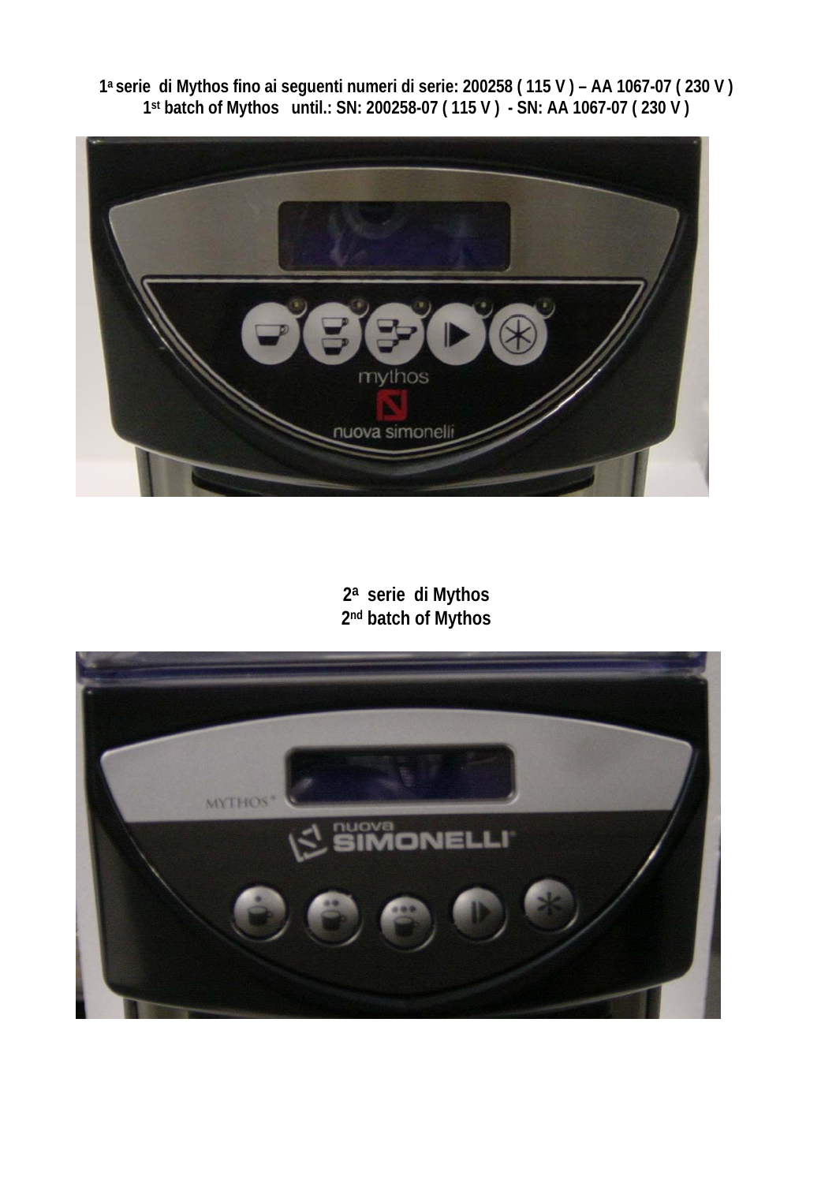**1ª serie di Mythos fino ai seguenti numeri di serie: 200258 ( 115 V ) – AA 1067-07 ( 230 V )**
**1st batch of Mythos until.: SN: 200258-07 ( 115 V ) - SN: AA 1067-07 ( 230 V )**

**2ª serie di Mythos**
**2nd batch of Mythos**